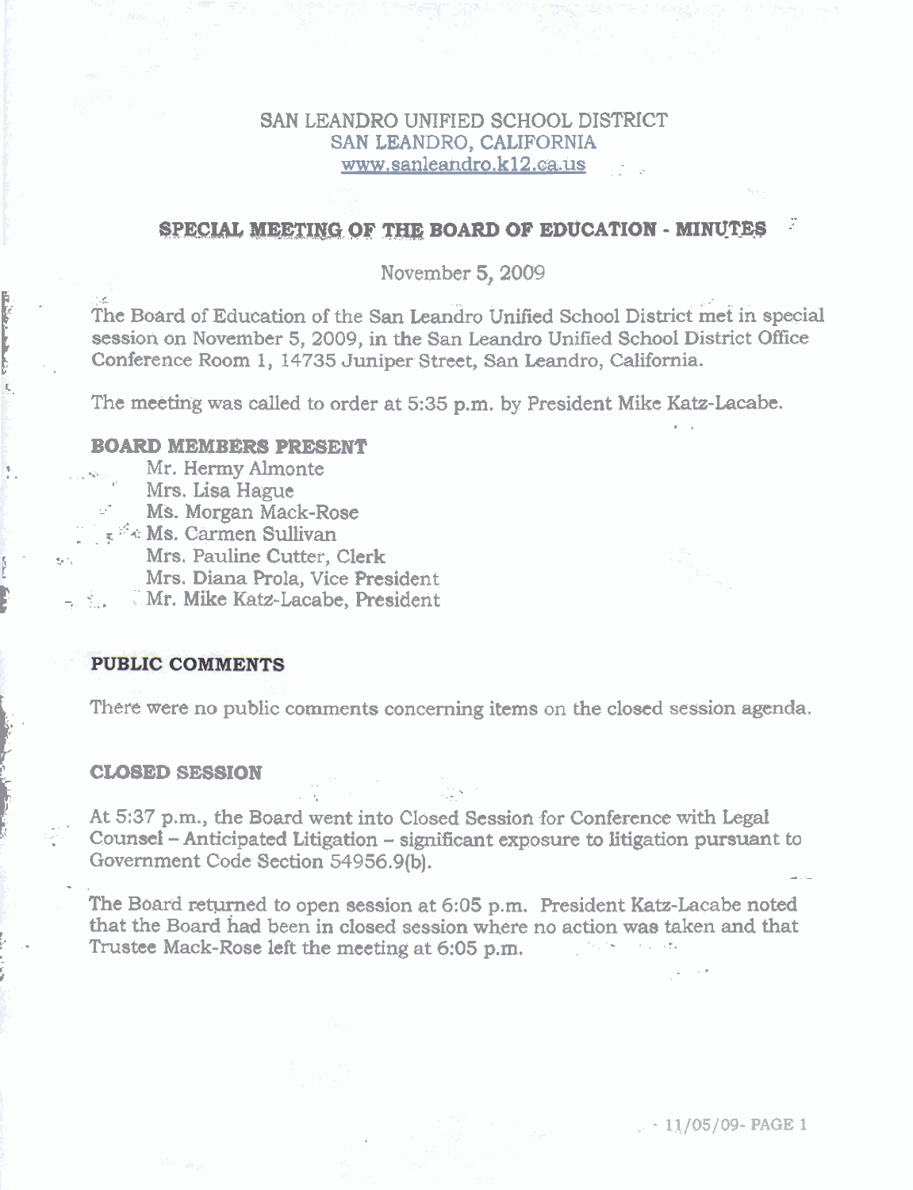SAN LEANDRO UNIFIED SCHOOL DISTRICT
SAN LEANDRO, CALIFORNIA
www.sanleandro.k12.ca.us

# SPECIAL MEETING OF THE BOARD OF EDUCATION - MINUTES

November 5, 2009

The Board of Education of the San Leandro Unified School District met in special session on November 5, 2009, in the San Leandro Unified School District Office Conference Room 1, 14735 Juniper Street, San Leandro, California.

The meeting was called to order at 5:35 p.m. by President Mike Katz-Lacabe.

## BOARD MEMBERS PRESENT

Mr. Hermy Almonte
Mrs. Lisa Hague
Ms. Morgan Mack-Rose
Ms. Carmen Sullivan
Mrs. Pauline Cutter, Clerk
Mrs. Diana Prola, Vice President
Mr. Mike Katz-Lacabe, President

## PUBLIC COMMENTS

There were no public comments concerning items on the closed session agenda.

## CLOSED SESSION

At 5:37 p.m., the Board went into Closed Session for Conference with Legal Counsel – Anticipated Litigation – significant exposure to litigation pursuant to Government Code Section 54956.9(b).

The Board returned to open session at 6:05 p.m. President Katz-Lacabe noted that the Board had been in closed session where no action was taken and that Trustee Mack-Rose left the meeting at 6:05 p.m.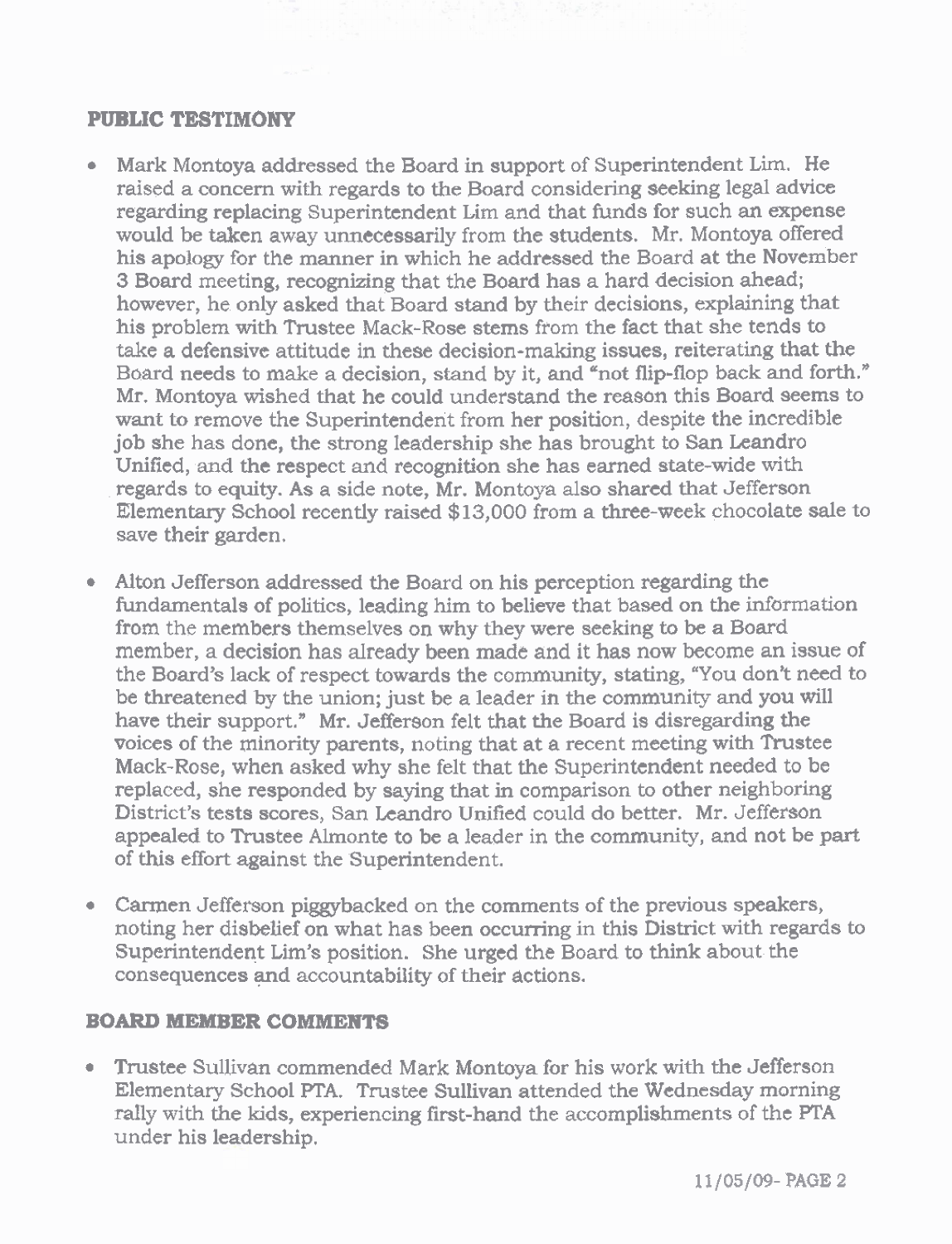## PUBLIC TESTIMONY

- Mark Montoya addressed the Board in support of Superintendent Lim. He raised a concern with regards to the Board considering seeking legal advice regarding replacing Superintendent Lim and that funds for such an expense would be taken away unnecessarily from the students. Mr. Montoya offered his apology for the manner in which he addressed the Board at the November 3 Board meeting, recognizing that the Board has a hard decision ahead; however, he only asked that Board stand by their decisions, explaining that his problem with Trustee Mack-Rose stems from the fact that she tends to take a defensive attitude in these decision-making issues, reiterating that the Board needs to make a decision, stand by it, and "not flip-flop back and forth." Mr. Montoya wished that he could understand the reason this Board seems to want to remove the Superintendent from her position, despite the incredible job she has done, the strong leadership she has brought to San Leandro Unified, and the respect and recognition she has earned state-wide with regards to equity. As a side note, Mr. Montoya also shared that Jefferson Elementary School recently raised $13,000 from a three-week chocolate sale to save their garden.

- Alton Jefferson addressed the Board on his perception regarding the fundamentals of politics, leading him to believe that based on the information from the members themselves on why they were seeking to be a Board member, a decision has already been made and it has now become an issue of the Board's lack of respect towards the community, stating, "You don't need to be threatened by the union; just be a leader in the community and you will have their support." Mr. Jefferson felt that the Board is disregarding the voices of the minority parents, noting that at a recent meeting with Trustee Mack-Rose, when asked why she felt that the Superintendent needed to be replaced, she responded by saying that in comparison to other neighboring District's tests scores, San Leandro Unified could do better. Mr. Jefferson appealed to Trustee Almonte to be a leader in the community, and not be part of this effort against the Superintendent.

- Carmen Jefferson piggybacked on the comments of the previous speakers, noting her disbelief on what has been occurring in this District with regards to Superintendent Lim's position. She urged the Board to think about the consequences and accountability of their actions.

## BOARD MEMBER COMMENTS

- Trustee Sullivan commended Mark Montoya for his work with the Jefferson Elementary School PTA. Trustee Sullivan attended the Wednesday morning rally with the kids, experiencing first-hand the accomplishments of the PTA under his leadership.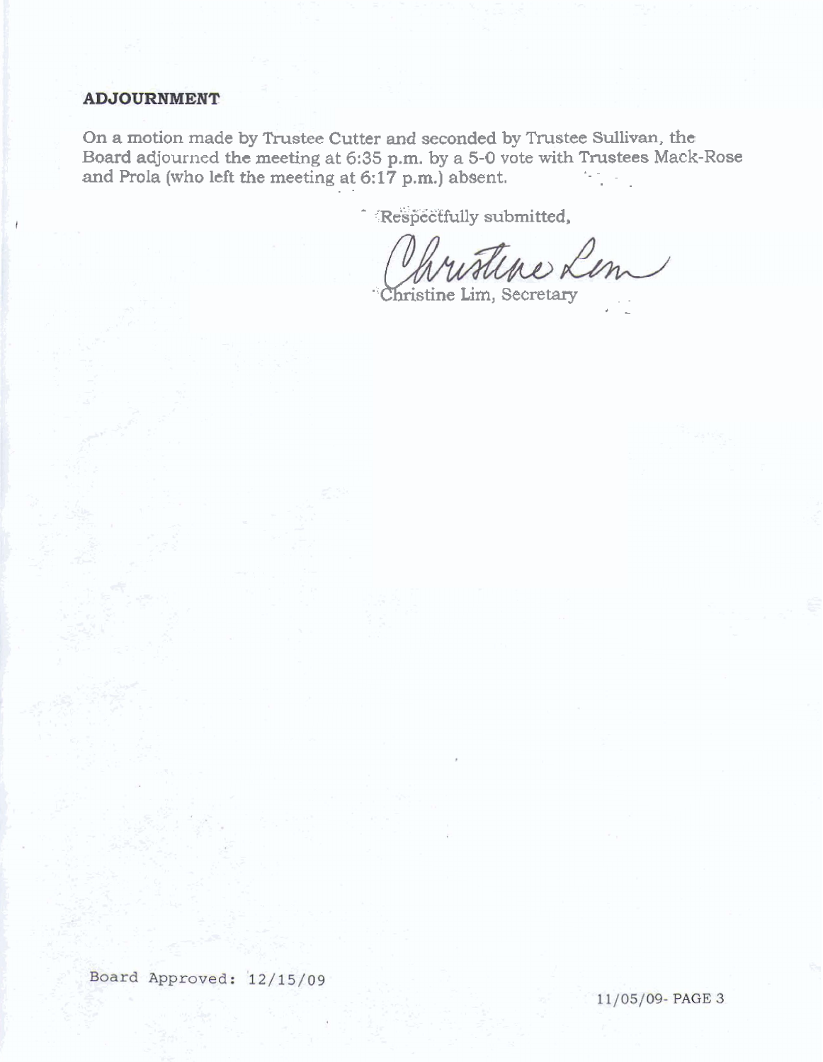## ADJOURNMENT

On a motion made by Trustee Cutter and seconded by Trustee Sullivan, the Board adjourned the meeting at 6:35 p.m. by a 5-0 vote with Trustees Mack-Rose and Prola (who left the meeting at 6:17 p.m.) absent.

Respectfully submitted,

Christine Lim

Christine Lim, Secretary

Board Approved: 12/15/09